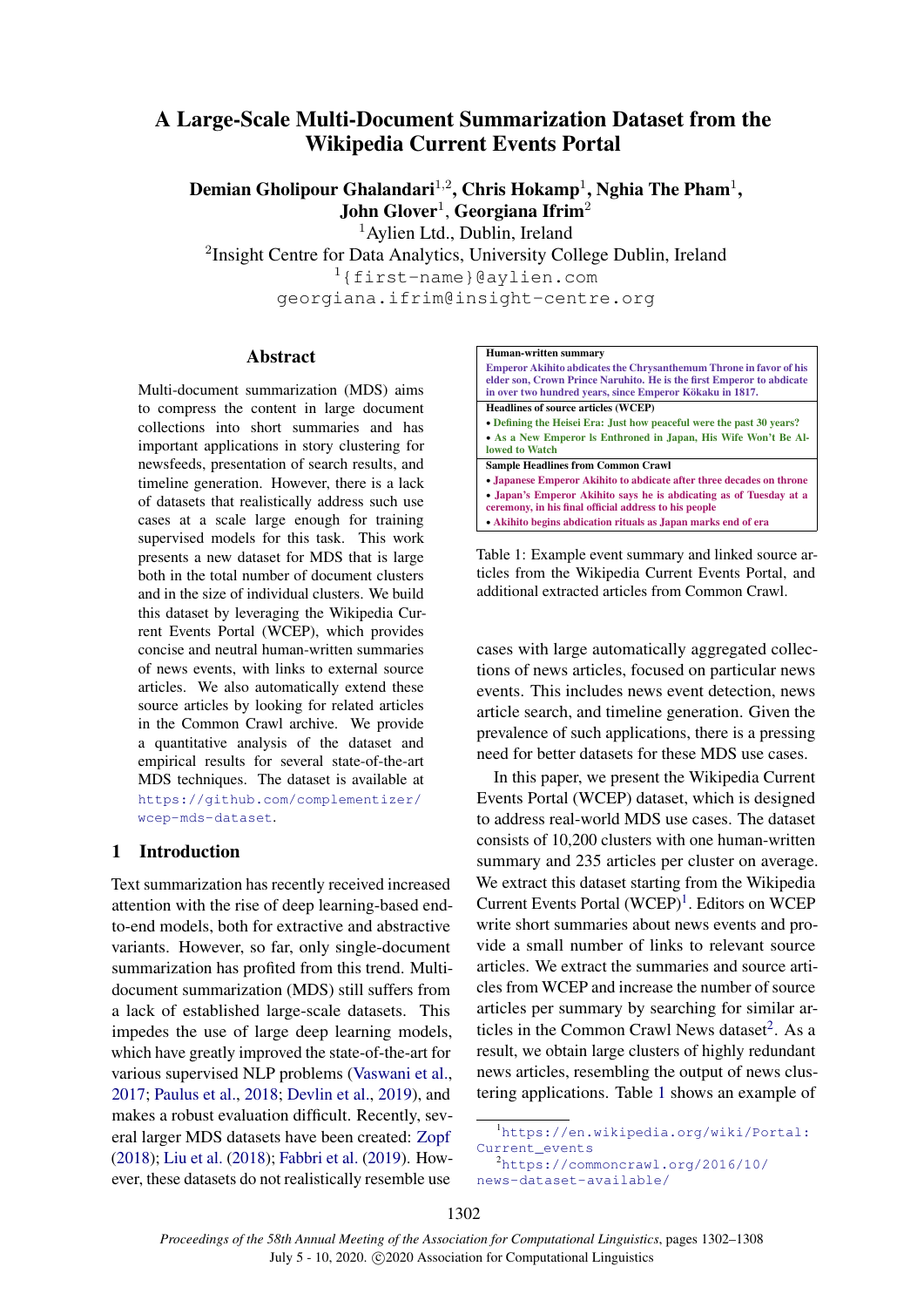# A Large-Scale Multi-Document Summarization Dataset from the Wikipedia Current Events Portal

**Demian Gholipour Ghalandari**[1,2], **Chris Hokamp**[1], **Nghia The Pham**[1], **John Glover**[1], **Georgiana Ifrim**[2]

[1]Aylien Ltd., Dublin, Ireland

[2]Insight Centre for Data Analytics, University College Dublin, Ireland

[1]{first-name}@aylien.com

georgiana.ifrim@insight-centre.org

## Abstract

Multi-document summarization (MDS) aims to compress the content in large document collections into short summaries and has important applications in story clustering for newsfeeds, presentation of search results, and timeline generation. However, there is a lack of datasets that realistically address such use cases at a scale large enough for training supervised models for this task. This work presents a new dataset for MDS that is large both in the total number of document clusters and in the size of individual clusters. We build this dataset by leveraging the Wikipedia Current Events Portal (WCEP), which provides concise and neutral human-written summaries of news events, with links to external source articles. We also automatically extend these source articles by looking for related articles in the Common Crawl archive. We provide a quantitative analysis of the dataset and empirical results for several state-of-the-art MDS techniques. The dataset is available at https://github.com/complementizer/wcep-mds-dataset.

## 1 Introduction

Text summarization has recently received increased attention with the rise of deep learning-based end-to-end models, both for extractive and abstractive variants. However, so far, only single-document summarization has profited from this trend. Multi-document summarization (MDS) still suffers from a lack of established large-scale datasets. This impedes the use of large deep learning models, which have greatly improved the state-of-the-art for various supervised NLP problems (Vaswani et al., 2017; Paulus et al., 2018; Devlin et al., 2019), and makes a robust evaluation difficult. Recently, several larger MDS datasets have been created: Zopf (2018); Liu et al. (2018); Fabbri et al. (2019). However, these datasets do not realistically resemble use cases with large automatically aggregated collections of news articles, focused on particular news events. This includes news event detection, news article search, and timeline generation. Given the prevalence of such applications, there is a pressing need for better datasets for these MDS use cases.

| **Human-written summary** |
|---|
| Emperor Akihito abdicates the Chrysanthemum Throne in favor of his elder son, Crown Prince Naruhito. He is the first Emperor to abdicate in over two hundred years, since Emperor Kōkaku in 1817. |
| **Headlines of source articles (WCEP)** |
| • Defining the Heisei Era: Just how peaceful were the past 30 years? |
| • As a New Emperor Is Enthroned in Japan, His Wife Won't Be Allowed to Watch |
| **Sample Headlines from Common Crawl** |
| • Japanese Emperor Akihito to abdicate after three decades on throne |
| • Japan's Emperor Akihito says he is abdicating as of Tuesday at a ceremony, in his final official address to his people |
| • Akihito begins abdication rituals as Japan marks end of era |

Table 1: Example event summary and linked source articles from the Wikipedia Current Events Portal, and additional extracted articles from Common Crawl.

In this paper, we present the Wikipedia Current Events Portal (WCEP) dataset, which is designed to address real-world MDS use cases. The dataset consists of 10,200 clusters with one human-written summary and 235 articles per cluster on average. We extract this dataset starting from the Wikipedia Current Events Portal (WCEP)[1]. Editors on WCEP write short summaries about news events and provide a small number of links to relevant source articles. We extract the summaries and source articles from WCEP and increase the number of source articles per summary by searching for similar articles in the Common Crawl News dataset[2]. As a result, we obtain large clusters of highly redundant news articles, resembling the output of news clustering applications. Table 1 shows an example of

[1]https://en.wikipedia.org/wiki/Portal:Current_events

[2]https://commoncrawl.org/2016/10/news-dataset-available/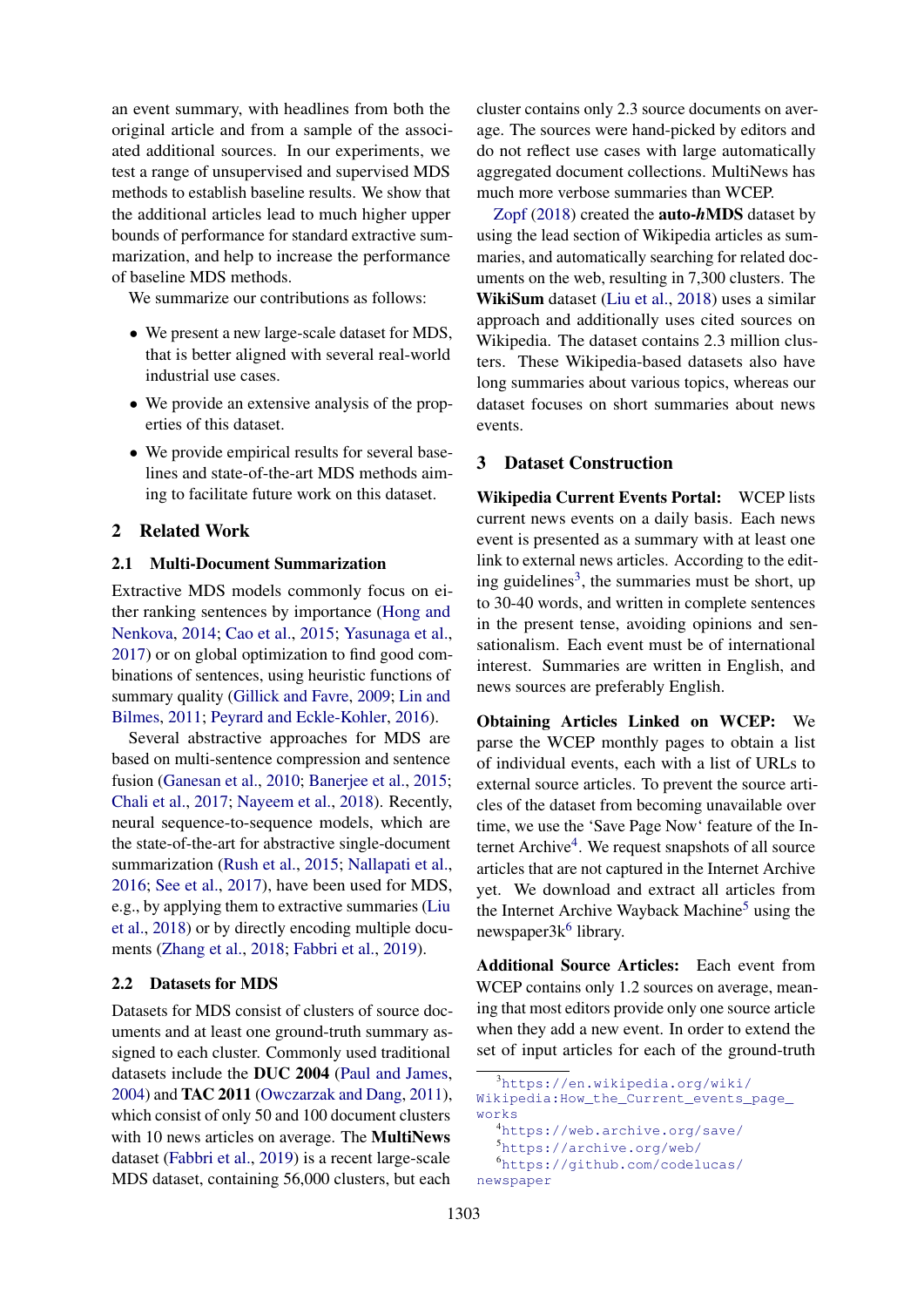an event summary, with headlines from both the original article and from a sample of the associated additional sources. In our experiments, we test a range of unsupervised and supervised MDS methods to establish baseline results. We show that the additional articles lead to much higher upper bounds of performance for standard extractive summarization, and help to increase the performance of baseline MDS methods.

We summarize our contributions as follows:

- We present a new large-scale dataset for MDS, that is better aligned with several real-world industrial use cases.
- We provide an extensive analysis of the properties of this dataset.
- We provide empirical results for several baselines and state-of-the-art MDS methods aiming to facilitate future work on this dataset.

## 2 Related Work

### 2.1 Multi-Document Summarization

Extractive MDS models commonly focus on either ranking sentences by importance (Hong and Nenkova, 2014; Cao et al., 2015; Yasunaga et al., 2017) or on global optimization to find good combinations of sentences, using heuristic functions of summary quality (Gillick and Favre, 2009; Lin and Bilmes, 2011; Peyrard and Eckle-Kohler, 2016).

Several abstractive approaches for MDS are based on multi-sentence compression and sentence fusion (Ganesan et al., 2010; Banerjee et al., 2015; Chali et al., 2017; Nayeem et al., 2018). Recently, neural sequence-to-sequence models, which are the state-of-the-art for abstractive single-document summarization (Rush et al., 2015; Nallapati et al., 2016; See et al., 2017), have been used for MDS, e.g., by applying them to extractive summaries (Liu et al., 2018) or by directly encoding multiple documents (Zhang et al., 2018; Fabbri et al., 2019).

### 2.2 Datasets for MDS

Datasets for MDS consist of clusters of source documents and at least one ground-truth summary assigned to each cluster. Commonly used traditional datasets include the **DUC 2004** (Paul and James, 2004) and **TAC 2011** (Owczarzak and Dang, 2011), which consist of only 50 and 100 document clusters with 10 news articles on average. The **MultiNews** dataset (Fabbri et al., 2019) is a recent large-scale MDS dataset, containing 56,000 clusters, but each cluster contains only 2.3 source documents on average. The sources were hand-picked by editors and do not reflect use cases with large automatically aggregated document collections. MultiNews has much more verbose summaries than WCEP.

Zopf (2018) created the **auto-*h*MDS** dataset by using the lead section of Wikipedia articles as summaries, and automatically searching for related documents on the web, resulting in 7,300 clusters. The **WikiSum** dataset (Liu et al., 2018) uses a similar approach and additionally uses cited sources on Wikipedia. The dataset contains 2.3 million clusters. These Wikipedia-based datasets also have long summaries about various topics, whereas our dataset focuses on short summaries about news events.

## 3 Dataset Construction

**Wikipedia Current Events Portal:** WCEP lists current news events on a daily basis. Each news event is presented as a summary with at least one link to external news articles. According to the editing guidelines[3], the summaries must be short, up to 30-40 words, and written in complete sentences in the present tense, avoiding opinions and sensationalism. Each event must be of international interest. Summaries are written in English, and news sources are preferably English.

**Obtaining Articles Linked on WCEP:** We parse the WCEP monthly pages to obtain a list of individual events, each with a list of URLs to external source articles. To prevent the source articles of the dataset from becoming unavailable over time, we use the 'Save Page Now' feature of the Internet Archive[4]. We request snapshots of all source articles that are not captured in the Internet Archive yet. We download and extract all articles from the Internet Archive Wayback Machine[5] using the newspaper3k[6] library.

**Additional Source Articles:** Each event from WCEP contains only 1.2 sources on average, meaning that most editors provide only one source article when they add a new event. In order to extend the set of input articles for each of the ground-truth

[3] https://en.wikipedia.org/wiki/Wikipedia:How_the_Current_events_page_works

[4] https://web.archive.org/save/

[5] https://archive.org/web/

[6] https://github.com/codelucas/newspaper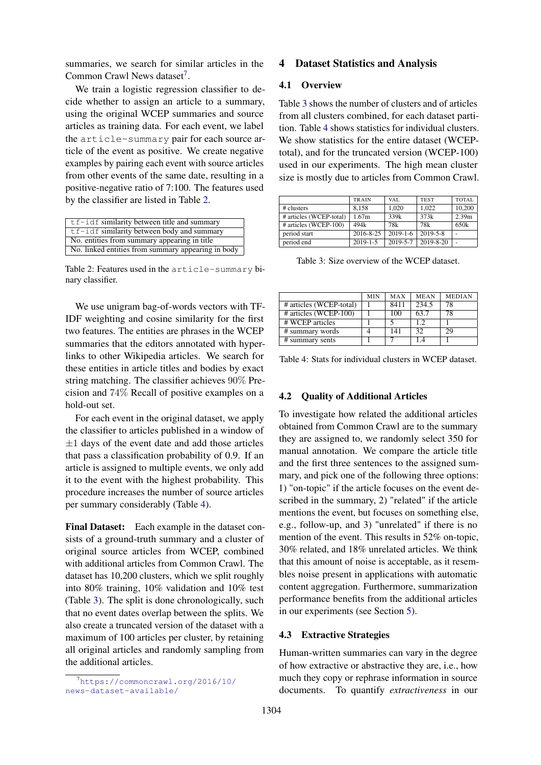summaries, we search for similar articles in the Common Crawl News dataset[7].

We train a logistic regression classifier to decide whether to assign an article to a summary, using the original WCEP summaries and source articles as training data. For each event, we label the `article-summary` pair for each source article of the event as positive. We create negative examples by pairing each event with source articles from other events of the same date, resulting in a positive-negative ratio of 7:100. The features used by the classifier are listed in Table 2.

| Feature |
|---|
| `tf-idf` similarity between title and summary |
| `tf-idf` similarity between body and summary |
| No. entities from summary appearing in title |
| No. linked entities from summary appearing in body |

Table 2: Features used in the `article-summary` binary classifier.

We use unigram bag-of-words vectors with TF-IDF weighting and cosine similarity for the first two features. The entities are phrases in the WCEP summaries that the editors annotated with hyperlinks to other Wikipedia articles. We search for these entities in article titles and bodies by exact string matching. The classifier achieves 90% Precision and 74% Recall of positive examples on a hold-out set.

For each event in the original dataset, we apply the classifier to articles published in a window of $\pm 1$ days of the event date and add those articles that pass a classification probability of 0.9. If an article is assigned to multiple events, we only add it to the event with the highest probability. This procedure increases the number of source articles per summary considerably (Table 4).

**Final Dataset:** Each example in the dataset consists of a ground-truth summary and a cluster of original source articles from WCEP, combined with additional articles from Common Crawl. The dataset has 10,200 clusters, which we split roughly into 80% training, 10% validation and 10% test (Table 3). The split is done chronologically, such that no event dates overlap between the splits. We also create a truncated version of the dataset with a maximum of 100 articles per cluster, by retaining all original articles and randomly sampling from the additional articles.

[7] https://commoncrawl.org/2016/10/news-dataset-available/

## 4 Dataset Statistics and Analysis

### 4.1 Overview

Table 3 shows the number of clusters and of articles from all clusters combined, for each dataset partition. Table 4 shows statistics for individual clusters. We show statistics for the entire dataset (WCEP-total), and for the truncated version (WCEP-100) used in our experiments. The high mean cluster size is mostly due to articles from Common Crawl.

| | TRAIN | VAL | TEST | TOTAL |
|---|---|---|---|---|
| # clusters | 8,158 | 1,020 | 1,022 | 10,200 |
| # articles (WCEP-total) | 1.67m | 339k | 373k | 2.39m |
| # articles (WCEP-100) | 494k | 78k | 78k | 650k |
| period start | 2016-8-25 | 2019-1-6 | 2019-5-8 | - |
| period end | 2019-1-5 | 2019-5-7 | 2019-8-20 | - |

Table 3: Size overview of the WCEP dataset.

| | MIN | MAX | MEAN | MEDIAN |
|---|---|---|---|---|
| # articles (WCEP-total) | 1 | 8411 | 234.5 | 78 |
| # articles (WCEP-100) | 1 | 100 | 63.7 | 78 |
| # WCEP articles | 1 | 5 | 1.2 | 1 |
| # summary words | 4 | 141 | 32 | 29 |
| # summary sents | 1 | 7 | 1.4 | 1 |

Table 4: Stats for individual clusters in WCEP dataset.

### 4.2 Quality of Additional Articles

To investigate how related the additional articles obtained from Common Crawl are to the summary they are assigned to, we randomly select 350 for manual annotation. We compare the article title and the first three sentences to the assigned summary, and pick one of the following three options: 1) "on-topic" if the article focuses on the event described in the summary, 2) "related" if the article mentions the event, but focuses on something else, e.g., follow-up, and 3) "unrelated" if there is no mention of the event. This results in 52% on-topic, 30% related, and 18% unrelated articles. We think that this amount of noise is acceptable, as it resembles noise present in applications with automatic content aggregation. Furthermore, summarization performance benefits from the additional articles in our experiments (see Section 5).

### 4.3 Extractive Strategies

Human-written summaries can vary in the degree of how extractive or abstractive they are, i.e., how much they copy or rephrase information in source documents. To quantify *extractiveness* in our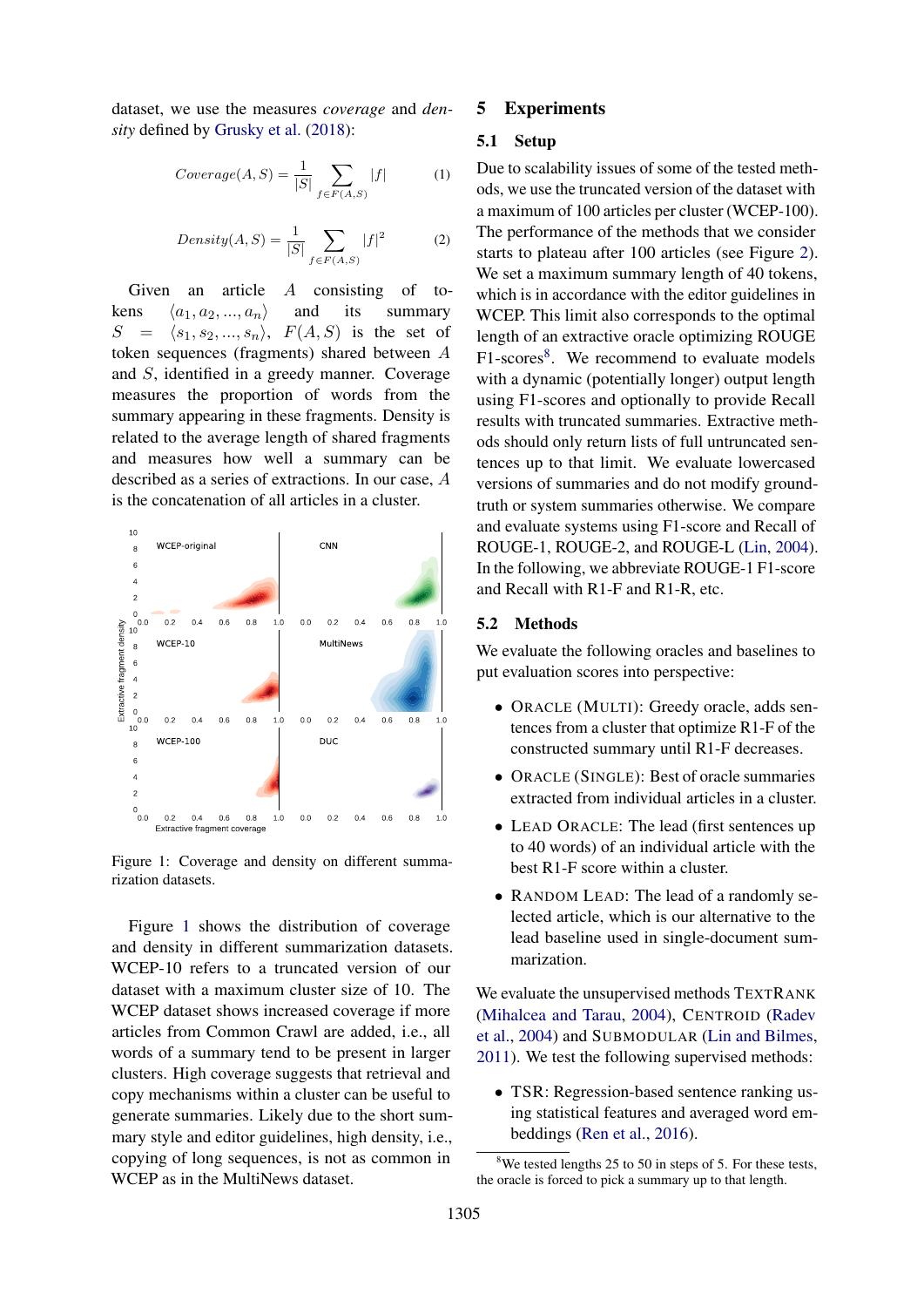dataset, we use the measures *coverage* and *density* defined by Grusky et al. (2018):

$$Coverage(A, S) = \frac{1}{|S|} \sum_{f \in F(A,S)} |f| \quad (1)$$

$$Density(A, S) = \frac{1}{|S|} \sum_{f \in F(A,S)} |f|^2 \quad (2)$$

Given an article $A$ consisting of tokens $\langle a_1, a_2, ..., a_n \rangle$ and its summary $S = \langle s_1, s_2, ..., s_n \rangle$, $F(A, S)$ is the set of token sequences (fragments) shared between $A$ and $S$, identified in a greedy manner. Coverage measures the proportion of words from the summary appearing in these fragments. Density is related to the average length of shared fragments and measures how well a summary can be described as a series of extractions. In our case, $A$ is the concatenation of all articles in a cluster.

Figure 1: Coverage and density on different summarization datasets.

Figure 1 shows the distribution of coverage and density in different summarization datasets. WCEP-10 refers to a truncated version of our dataset with a maximum cluster size of 10. The WCEP dataset shows increased coverage if more articles from Common Crawl are added, i.e., all words of a summary tend to be present in larger clusters. High coverage suggests that retrieval and copy mechanisms within a cluster can be useful to generate summaries. Likely due to the short summary style and editor guidelines, high density, i.e., copying of long sequences, is not as common in WCEP as in the MultiNews dataset.

## 5 Experiments

### 5.1 Setup

Due to scalability issues of some of the tested methods, we use the truncated version of the dataset with a maximum of 100 articles per cluster (WCEP-100). The performance of the methods that we consider starts to plateau after 100 articles (see Figure 2). We set a maximum summary length of 40 tokens, which is in accordance with the editor guidelines in WCEP. This limit also corresponds to the optimal length of an extractive oracle optimizing ROUGE F1-scores[8]. We recommend to evaluate models with a dynamic (potentially longer) output length using F1-scores and optionally to provide Recall results with truncated summaries. Extractive methods should only return lists of full untruncated sentences up to that limit. We evaluate lowercased versions of summaries and do not modify ground-truth or system summaries otherwise. We compare and evaluate systems using F1-score and Recall of ROUGE-1, ROUGE-2, and ROUGE-L (Lin, 2004). In the following, we abbreviate ROUGE-1 F1-score and Recall with R1-F and R1-R, etc.

### 5.2 Methods

We evaluate the following oracles and baselines to put evaluation scores into perspective:

- ORACLE (MULTI): Greedy oracle, adds sentences from a cluster that optimize R1-F of the constructed summary until R1-F decreases.
- ORACLE (SINGLE): Best of oracle summaries extracted from individual articles in a cluster.
- LEAD ORACLE: The lead (first sentences up to 40 words) of an individual article with the best R1-F score within a cluster.
- RANDOM LEAD: The lead of a randomly selected article, which is our alternative to the lead baseline used in single-document summarization.

We evaluate the unsupervised methods TEXTRANK (Mihalcea and Tarau, 2004), CENTROID (Radev et al., 2004) and SUBMODULAR (Lin and Bilmes, 2011). We test the following supervised methods:

- TSR: Regression-based sentence ranking using statistical features and averaged word embeddings (Ren et al., 2016).

[8]We tested lengths 25 to 50 in steps of 5. For these tests, the oracle is forced to pick a summary up to that length.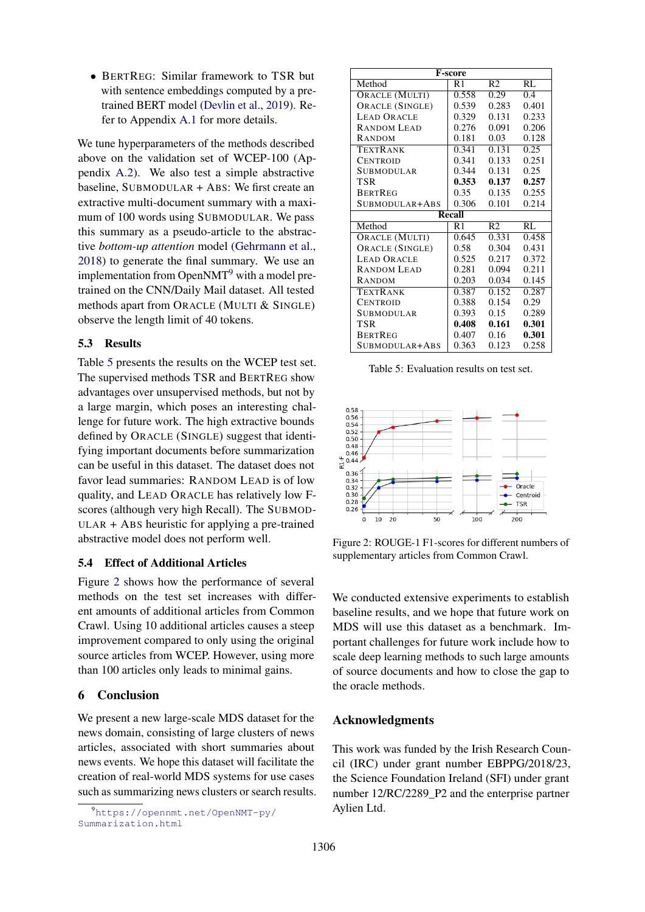- BERTREG: Similar framework to TSR but with sentence embeddings computed by a pre-trained BERT model (Devlin et al., 2019). Refer to Appendix A.1 for more details.

We tune hyperparameters of the methods described above on the validation set of WCEP-100 (Appendix A.2). We also test a simple abstractive baseline, SUBMODULAR + ABS: We first create an extractive multi-document summary with a maximum of 100 words using SUBMODULAR. We pass this summary as a pseudo-article to the abstractive *bottom-up attention* model (Gehrmann et al., 2018) to generate the final summary. We use an implementation from OpenNMT[9] with a model pre-trained on the CNN/Daily Mail dataset. All tested methods apart from ORACLE (MULTI & SINGLE) observe the length limit of 40 tokens.

### 5.3 Results

Table 5 presents the results on the WCEP test set. The supervised methods TSR and BERTREG show advantages over unsupervised methods, but not by a large margin, which poses an interesting challenge for future work. The high extractive bounds defined by ORACLE (SINGLE) suggest that identifying important documents before summarization can be useful in this dataset. The dataset does not favor lead summaries: RANDOM LEAD is of low quality, and LEAD ORACLE has relatively low F-scores (although very high Recall). The SUBMODULAR + ABS heuristic for applying a pre-trained abstractive model does not perform well.

| F-score | | | |
|---|---|---|---|
| Method | R1 | R2 | RL |
| ORACLE (MULTI) | 0.558 | 0.29 | 0.4 |
| ORACLE (SINGLE) | 0.539 | 0.283 | 0.401 |
| LEAD ORACLE | 0.329 | 0.131 | 0.233 |
| RANDOM LEAD | 0.276 | 0.091 | 0.206 |
| RANDOM | 0.181 | 0.03 | 0.128 |
| TEXTRANK | 0.341 | 0.131 | 0.25 |
| CENTROID | 0.341 | 0.133 | 0.251 |
| SUBMODULAR | 0.344 | 0.131 | 0.25 |
| TSR | **0.353** | **0.137** | **0.257** |
| BERTREG | 0.35 | 0.135 | 0.255 |
| SUBMODULAR+ABS | 0.306 | 0.101 | 0.214 |
| **Recall** | | | |
| Method | R1 | R2 | RL |
| ORACLE (MULTI) | 0.645 | 0.331 | 0.458 |
| ORACLE (SINGLE) | 0.58 | 0.304 | 0.431 |
| LEAD ORACLE | 0.525 | 0.217 | 0.372 |
| RANDOM LEAD | 0.281 | 0.094 | 0.211 |
| RANDOM | 0.203 | 0.034 | 0.145 |
| TEXTRANK | 0.387 | 0.152 | 0.287 |
| CENTROID | 0.388 | 0.154 | 0.29 |
| SUBMODULAR | 0.393 | 0.15 | 0.289 |
| TSR | **0.408** | **0.161** | **0.301** |
| BERTREG | 0.407 | 0.16 | **0.301** |
| SUBMODULAR+ABS | 0.363 | 0.123 | 0.258 |

Table 5: Evaluation results on test set.

Figure 2: ROUGE-1 F1-scores for different numbers of supplementary articles from Common Crawl.

### 5.4 Effect of Additional Articles

Figure 2 shows how the performance of several methods on the test set increases with different amounts of additional articles from Common Crawl. Using 10 additional articles causes a steep improvement compared to only using the original source articles from WCEP. However, using more than 100 articles only leads to minimal gains.

## 6 Conclusion

We present a new large-scale MDS dataset for the news domain, consisting of large clusters of news articles, associated with short summaries about news events. We hope this dataset will facilitate the creation of real-world MDS systems for use cases such as summarizing news clusters or search results.

We conducted extensive experiments to establish baseline results, and we hope that future work on MDS will use this dataset as a benchmark. Important challenges for future work include how to scale deep learning methods to such large amounts of source documents and how to close the gap to the oracle methods.

## Acknowledgments

This work was funded by the Irish Research Council (IRC) under grant number EBPPG/2018/23, the Science Foundation Ireland (SFI) under grant number 12/RC/2289_P2 and the enterprise partner Aylien Ltd.

[9] https://opennmt.net/OpenNMT-py/Summarization.html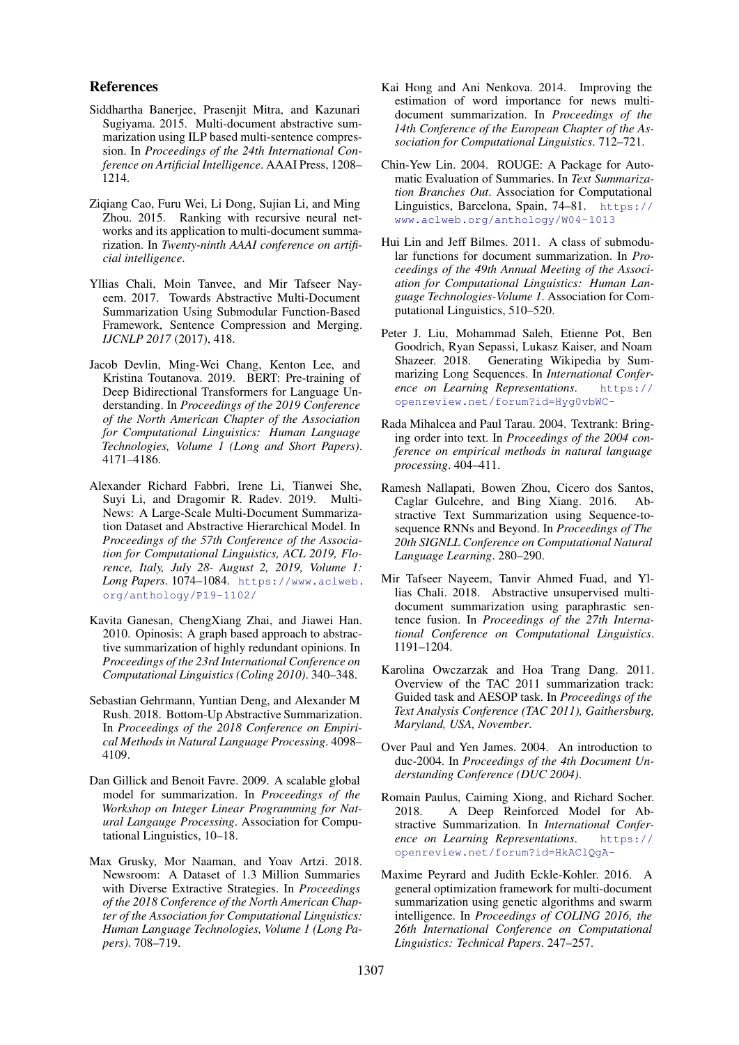## References

Siddhartha Banerjee, Prasenjit Mitra, and Kazunari Sugiyama. 2015. Multi-document abstractive summarization using ILP based multi-sentence compression. In *Proceedings of the 24th International Conference on Artificial Intelligence*. AAAI Press, 1208–1214.

Ziqiang Cao, Furu Wei, Li Dong, Sujian Li, and Ming Zhou. 2015. Ranking with recursive neural networks and its application to multi-document summarization. In *Twenty-ninth AAAI conference on artificial intelligence*.

Yllias Chali, Moin Tanvee, and Mir Tafseer Nayeem. 2017. Towards Abstractive Multi-Document Summarization Using Submodular Function-Based Framework, Sentence Compression and Merging. *IJCNLP 2017* (2017), 418.

Jacob Devlin, Ming-Wei Chang, Kenton Lee, and Kristina Toutanova. 2019. BERT: Pre-training of Deep Bidirectional Transformers for Language Understanding. In *Proceedings of the 2019 Conference of the North American Chapter of the Association for Computational Linguistics: Human Language Technologies, Volume 1 (Long and Short Papers)*. 4171–4186.

Alexander Richard Fabbri, Irene Li, Tianwei She, Suyi Li, and Dragomir R. Radev. 2019. Multi-News: A Large-Scale Multi-Document Summarization Dataset and Abstractive Hierarchical Model. In *Proceedings of the 57th Conference of the Association for Computational Linguistics, ACL 2019, Florence, Italy, July 28- August 2, 2019, Volume 1: Long Papers*. 1074–1084. https://www.aclweb.org/anthology/P19-1102/

Kavita Ganesan, ChengXiang Zhai, and Jiawei Han. 2010. Opinosis: A graph based approach to abstractive summarization of highly redundant opinions. In *Proceedings of the 23rd International Conference on Computational Linguistics (Coling 2010)*. 340–348.

Sebastian Gehrmann, Yuntian Deng, and Alexander M Rush. 2018. Bottom-Up Abstractive Summarization. In *Proceedings of the 2018 Conference on Empirical Methods in Natural Language Processing*. 4098–4109.

Dan Gillick and Benoit Favre. 2009. A scalable global model for summarization. In *Proceedings of the Workshop on Integer Linear Programming for Natural Langauge Processing*. Association for Computational Linguistics, 10–18.

Max Grusky, Mor Naaman, and Yoav Artzi. 2018. Newsroom: A Dataset of 1.3 Million Summaries with Diverse Extractive Strategies. In *Proceedings of the 2018 Conference of the North American Chapter of the Association for Computational Linguistics: Human Language Technologies, Volume 1 (Long Papers)*. 708–719.

Kai Hong and Ani Nenkova. 2014. Improving the estimation of word importance for news multi-document summarization. In *Proceedings of the 14th Conference of the European Chapter of the Association for Computational Linguistics*. 712–721.

Chin-Yew Lin. 2004. ROUGE: A Package for Automatic Evaluation of Summaries. In *Text Summarization Branches Out*. Association for Computational Linguistics, Barcelona, Spain, 74–81. https://www.aclweb.org/anthology/W04-1013

Hui Lin and Jeff Bilmes. 2011. A class of submodular functions for document summarization. In *Proceedings of the 49th Annual Meeting of the Association for Computational Linguistics: Human Language Technologies-Volume 1*. Association for Computational Linguistics, 510–520.

Peter J. Liu, Mohammad Saleh, Etienne Pot, Ben Goodrich, Ryan Sepassi, Lukasz Kaiser, and Noam Shazeer. 2018. Generating Wikipedia by Summarizing Long Sequences. In *International Conference on Learning Representations*. https://openreview.net/forum?id=Hyg0vbWC-

Rada Mihalcea and Paul Tarau. 2004. Textrank: Bringing order into text. In *Proceedings of the 2004 conference on empirical methods in natural language processing*. 404–411.

Ramesh Nallapati, Bowen Zhou, Cicero dos Santos, Caglar Gulcehre, and Bing Xiang. 2016. Abstractive Text Summarization using Sequence-to-sequence RNNs and Beyond. In *Proceedings of The 20th SIGNLL Conference on Computational Natural Language Learning*. 280–290.

Mir Tafseer Nayeem, Tanvir Ahmed Fuad, and Yllias Chali. 2018. Abstractive unsupervised multi-document summarization using paraphrastic sentence fusion. In *Proceedings of the 27th International Conference on Computational Linguistics*. 1191–1204.

Karolina Owczarzak and Hoa Trang Dang. 2011. Overview of the TAC 2011 summarization track: Guided task and AESOP task. In *Proceedings of the Text Analysis Conference (TAC 2011), Gaithersburg, Maryland, USA, November*.

Over Paul and Yen James. 2004. An introduction to duc-2004. In *Proceedings of the 4th Document Understanding Conference (DUC 2004)*.

Romain Paulus, Caiming Xiong, and Richard Socher. 2018. A Deep Reinforced Model for Abstractive Summarization. In *International Conference on Learning Representations*. https://openreview.net/forum?id=HkAClQgA-

Maxime Peyrard and Judith Eckle-Kohler. 2016. A general optimization framework for multi-document summarization using genetic algorithms and swarm intelligence. In *Proceedings of COLING 2016, the 26th International Conference on Computational Linguistics: Technical Papers*. 247–257.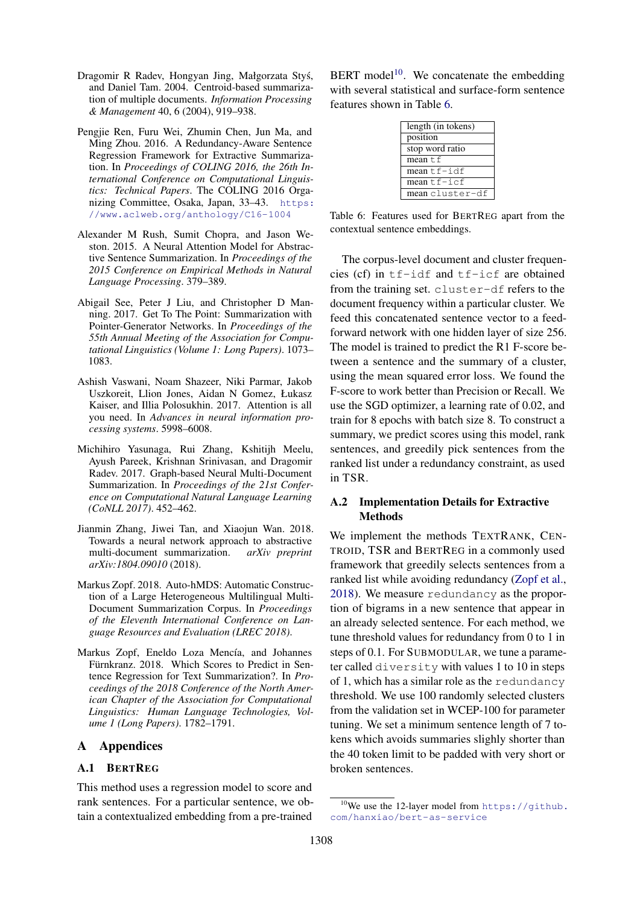Dragomir R Radev, Hongyan Jing, Małgorzata Styś, and Daniel Tam. 2004. Centroid-based summarization of multiple documents. *Information Processing & Management* 40, 6 (2004), 919–938.

Pengjie Ren, Furu Wei, Zhumin Chen, Jun Ma, and Ming Zhou. 2016. A Redundancy-Aware Sentence Regression Framework for Extractive Summarization. In *Proceedings of COLING 2016, the 26th International Conference on Computational Linguistics: Technical Papers*. The COLING 2016 Organizing Committee, Osaka, Japan, 33–43. https://www.aclweb.org/anthology/C16-1004

Alexander M Rush, Sumit Chopra, and Jason Weston. 2015. A Neural Attention Model for Abstractive Sentence Summarization. In *Proceedings of the 2015 Conference on Empirical Methods in Natural Language Processing*. 379–389.

Abigail See, Peter J Liu, and Christopher D Manning. 2017. Get To The Point: Summarization with Pointer-Generator Networks. In *Proceedings of the 55th Annual Meeting of the Association for Computational Linguistics (Volume 1: Long Papers)*. 1073–1083.

Ashish Vaswani, Noam Shazeer, Niki Parmar, Jakob Uszkoreit, Llion Jones, Aidan N Gomez, Łukasz Kaiser, and Illia Polosukhin. 2017. Attention is all you need. In *Advances in neural information processing systems*. 5998–6008.

Michihiro Yasunaga, Rui Zhang, Kshitijh Meelu, Ayush Pareek, Krishnan Srinivasan, and Dragomir Radev. 2017. Graph-based Neural Multi-Document Summarization. In *Proceedings of the 21st Conference on Computational Natural Language Learning (CoNLL 2017)*. 452–462.

Jianmin Zhang, Jiwei Tan, and Xiaojun Wan. 2018. Towards a neural network approach to abstractive multi-document summarization. *arXiv preprint arXiv:1804.09010* (2018).

Markus Zopf. 2018. Auto-hMDS: Automatic Construction of a Large Heterogeneous Multilingual Multi-Document Summarization Corpus. In *Proceedings of the Eleventh International Conference on Language Resources and Evaluation (LREC 2018)*.

Markus Zopf, Eneldo Loza Mencía, and Johannes Fürnkranz. 2018. Which Scores to Predict in Sentence Regression for Text Summarization?. In *Proceedings of the 2018 Conference of the North American Chapter of the Association for Computational Linguistics: Human Language Technologies, Volume 1 (Long Papers)*. 1782–1791.

# A Appendices

## A.1 BERTREG

This method uses a regression model to score and rank sentences. For a particular sentence, we obtain a contextualized embedding from a pre-trained BERT model[10]. We concatenate the embedding with several statistical and surface-form sentence features shown in Table 6.

| |
|---|
| length (in tokens) |
| position |
| stop word ratio |
| mean `tf` |
| mean `tf-idf` |
| mean `tf-icf` |
| mean `cluster-df` |

Table 6: Features used for BERTREG apart from the contextual sentence embeddings.

The corpus-level document and cluster frequencies (cf) in `tf-idf` and `tf-icf` are obtained from the training set. `cluster-df` refers to the document frequency within a particular cluster. We feed this concatenated sentence vector to a feed-forward network with one hidden layer of size 256. The model is trained to predict the R1 F-score between a sentence and the summary of a cluster, using the mean squared error loss. We found the F-score to work better than Precision or Recall. We use the SGD optimizer, a learning rate of 0.02, and train for 8 epochs with batch size 8. To construct a summary, we predict scores using this model, rank sentences, and greedily pick sentences from the ranked list under a redundancy constraint, as used in TSR.

## A.2 Implementation Details for Extractive Methods

We implement the methods TEXTRANK, CENTROID, TSR and BERTREG in a commonly used framework that greedily selects sentences from a ranked list while avoiding redundancy (Zopf et al., 2018). We measure `redundancy` as the proportion of bigrams in a new sentence that appear in an already selected sentence. For each method, we tune threshold values for redundancy from 0 to 1 in steps of 0.1. For SUBMODULAR, we tune a parameter called `diversity` with values 1 to 10 in steps of 1, which has a similar role as the `redundancy` threshold. We use 100 randomly selected clusters from the validation set in WCEP-100 for parameter tuning. We set a minimum sentence length of 7 tokens which avoids summaries slighly shorter than the 40 token limit to be padded with very short or broken sentences.

[10]We use the 12-layer model from https://github.com/hanxiao/bert-as-service